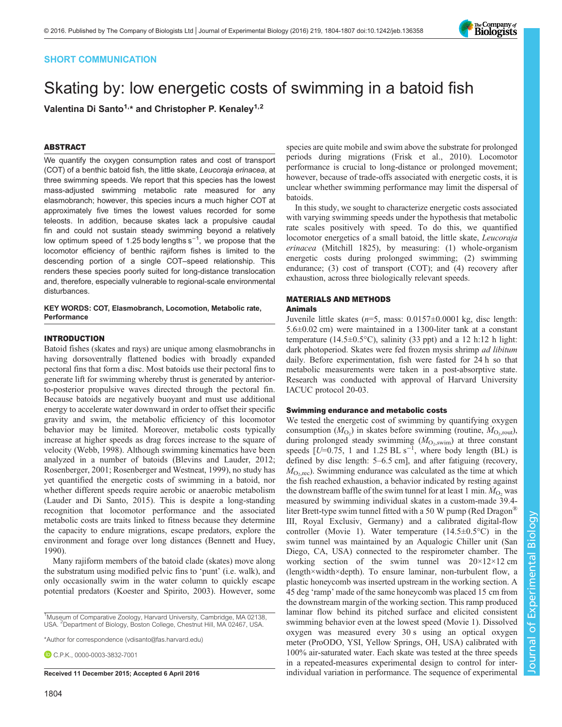SHORT COMMUNICATION

# Skating by: low energetic costs of swimming in a batoid fish

Valentina Di Santo[1,*] and Christopher P. Kenaley[1,2]

## ABSTRACT

We quantify the oxygen consumption rates and cost of transport (COT) of a benthic batoid fish, the little skate, *Leucoraja erinacea*, at three swimming speeds. We report that this species has the lowest mass-adjusted swimming metabolic rate measured for any elasmobranch; however, this species incurs a much higher COT at approximately five times the lowest values recorded for some teleosts. In addition, because skates lack a propulsive caudal fin and could not sustain steady swimming beyond a relatively low optimum speed of 1.25 body lengths $s^{-1}$, we propose that the locomotor efficiency of benthic rajiform fishes is limited to the descending portion of a single COT–speed relationship. This renders these species poorly suited for long-distance translocation and, therefore, especially vulnerable to regional-scale environmental disturbances.

**KEY WORDS: COT, Elasmobranch, Locomotion, Metabolic rate, Performance**

## INTRODUCTION

Batoid fishes (skates and rays) are unique among elasmobranchs in having dorsoventrally flattened bodies with broadly expanded pectoral fins that form a disc. Most batoids use their pectoral fins to generate lift for swimming whereby thrust is generated by anterior-to-posterior propulsive waves directed through the pectoral fin. Because batoids are negatively buoyant and must use additional energy to accelerate water downward in order to offset their specific gravity and swim, the metabolic efficiency of this locomotor behavior may be limited. Moreover, metabolic costs typically increase at higher speeds as drag forces increase to the square of velocity (Webb, 1998). Although swimming kinematics have been analyzed in a number of batoids (Blevins and Lauder, 2012; Rosenberger, 2001; Rosenberger and Westneat, 1999), no study has yet quantified the energetic costs of swimming in a batoid, nor whether different speeds require aerobic or anaerobic metabolism (Lauder and Di Santo, 2015). This is despite a long-standing recognition that locomotor performance and the associated metabolic costs are traits linked to fitness because they determine the capacity to endure migrations, escape predators, explore the environment and forage over long distances (Bennett and Huey, 1990).

Many rajiform members of the batoid clade (skates) move along the substratum using modified pelvic fins to 'punt' (i.e. walk), and only occasionally swim in the water column to quickly escape potential predators (Koester and Spirito, 2003). However, some species are quite mobile and swim above the substrate for prolonged periods during migrations (Frisk et al., 2010). Locomotor performance is crucial to long-distance or prolonged movement; however, because of trade-offs associated with energetic costs, it is unclear whether swimming performance may limit the dispersal of batoids.

In this study, we sought to characterize energetic costs associated with varying swimming speeds under the hypothesis that metabolic rate scales positively with speed. To do this, we quantified locomotor energetics of a small batoid, the little skate, *Leucoraja erinacea* (Mitchill 1825), by measuring: (1) whole-organism energetic costs during prolonged swimming; (2) swimming endurance; (3) cost of transport (COT); and (4) recovery after exhaustion, across three biologically relevant speeds.

## MATERIALS AND METHODS

### Animals

Juvenile little skates ($n$=5, mass: 0.0157±0.0001 kg, disc length: 5.6±0.02 cm) were maintained in a 1300-liter tank at a constant temperature (14.5±0.5°C), salinity (33 ppt) and a 12 h:12 h light: dark photoperiod. Skates were fed frozen mysis shrimp *ad libitum* daily. Before experimentation, fish were fasted for 24 h so that metabolic measurements were taken in a post-absorptive state. Research was conducted with approval of Harvard University IACUC protocol 20-03.

### Swimming endurance and metabolic costs

We tested the energetic cost of swimming by quantifying oxygen consumption ($\dot{M}_{O_2}$) in skates before swimming (routine, $\dot{M}_{O_2,rout}$), during prolonged steady swimming ($\dot{M}_{O_2,swim}$) at three constant speeds [$U$=0.75, 1 and 1.25 BL $s^{-1}$, where body length (BL) is defined by disc length: 5–6.5 cm], and after fatiguing (recovery, $\dot{M}_{O_2,rec}$). Swimming endurance was calculated as the time at which the fish reached exhaustion, a behavior indicated by resting against the downstream baffle of the swim tunnel for at least 1 min. $\dot{M}_{O_2}$ was measured by swimming individual skates in a custom-made 39.4-liter Brett-type swim tunnel fitted with a 50 W pump (Red Dragon® III, Royal Exclusiv, Germany) and a calibrated digital-flow controller (Movie 1). Water temperature (14.5±0.5°C) in the swim tunnel was maintained by an Aqualogic Chiller unit (San Diego, CA, USA) connected to the respirometer chamber. The working section of the swim tunnel was 20×12×12 cm (length×width×depth). To ensure laminar, non-turbulent flow, a plastic honeycomb was inserted upstream in the working section. A 45 deg 'ramp' made of the same honeycomb was placed 15 cm from the downstream margin of the working section. This ramp produced laminar flow behind its pitched surface and elicited consistent swimming behavior even at the lowest speed (Movie 1). Dissolved oxygen was measured every 30 s using an optical oxygen meter (ProODO, YSI, Yellow Springs, OH, USA) calibrated with 100% air-saturated water. Each skate was tested at the three speeds in a repeated-measures experimental design to control for inter-individual variation in performance. The sequence of experimental

[1]Museum of Comparative Zoology, Harvard University, Cambridge, MA 02138, USA. [2]Department of Biology, Boston College, Chestnut Hill, MA 02467, USA.

*Author for correspondence (vdisanto@fas.harvard.edu)

C.P.K., 0000-0003-3832-7001

Received 11 December 2015; Accepted 6 April 2016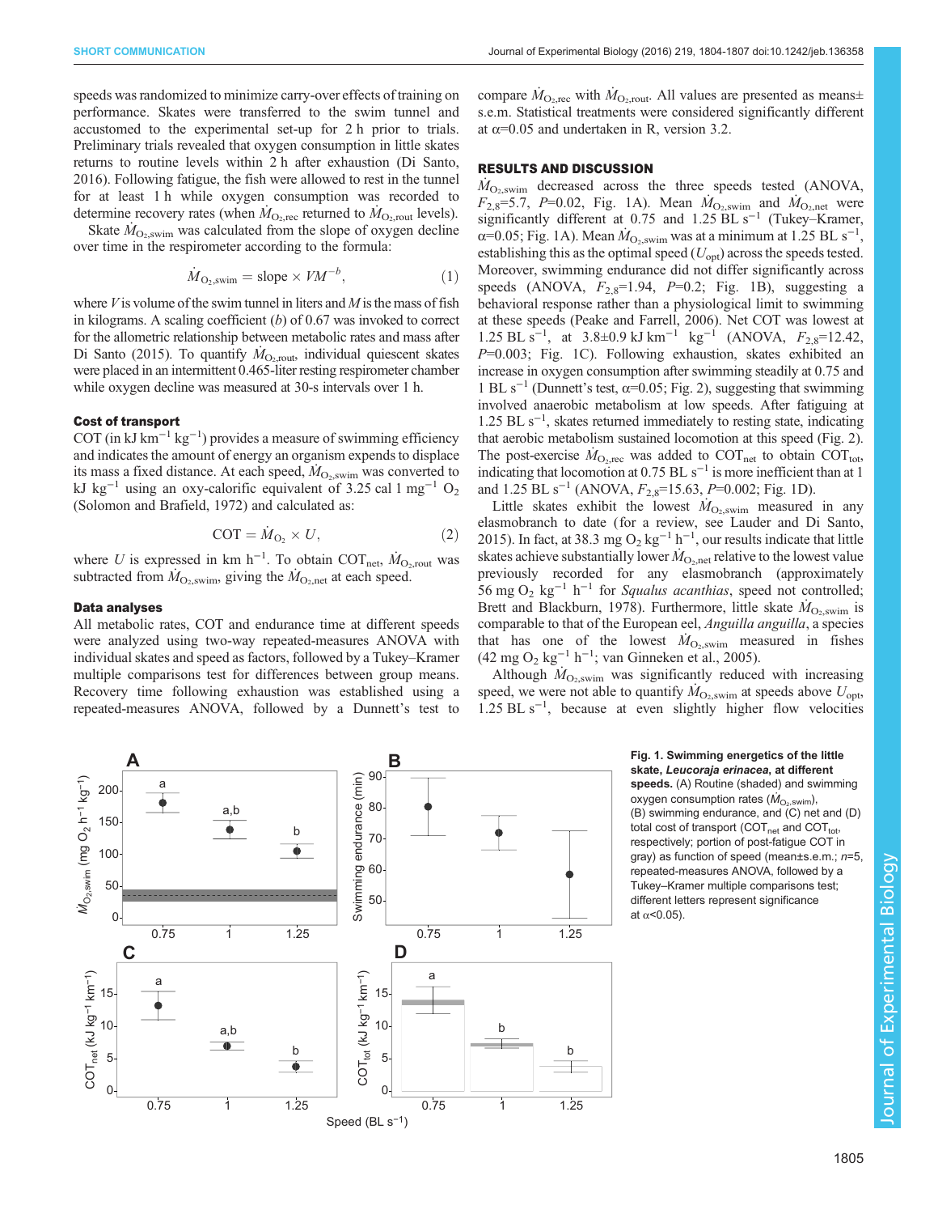speeds was randomized to minimize carry-over effects of training on performance. Skates were transferred to the swim tunnel and accustomed to the experimental set-up for 2 h prior to trials. Preliminary trials revealed that oxygen consumption in little skates returns to routine levels within 2 h after exhaustion (Di Santo, 2016). Following fatigue, the fish were allowed to rest in the tunnel for at least 1 h while oxygen consumption was recorded to determine recovery rates (when $\dot{M}_{O_2,rec}$ returned to $\dot{M}_{O_2,rout}$ levels).

Skate $\dot{M}_{O_2,swim}$ was calculated from the slope of oxygen decline over time in the respirometer according to the formula:

$$\dot{M}_{O_2,swim} = \text{slope} \times VM^{-b}, \quad (1)$$

where $V$ is volume of the swim tunnel in liters and $M$ is the mass of fish in kilograms. A scaling coefficient ($b$) of 0.67 was invoked to correct for the allometric relationship between metabolic rates and mass after Di Santo (2015). To quantify $\dot{M}_{O_2,rout}$, individual quiescent skates were placed in an intermittent 0.465-liter resting respirometer chamber while oxygen decline was measured at 30-s intervals over 1 h.

### Cost of transport

COT (in kJ km$^{-1}$ kg$^{-1}$) provides a measure of swimming efficiency and indicates the amount of energy an organism expends to displace its mass a fixed distance. At each speed, $\dot{M}_{O_2,swim}$ was converted to kJ kg$^{-1}$ using an oxy-calorific equivalent of 3.25 cal 1 mg$^{-1}$ $O_2$ (Solomon and Brafield, 1972) and calculated as:

$$\text{COT} = \dot{M}_{O_2} \times U, \quad (2)$$

where $U$ is expressed in km h$^{-1}$. To obtain COT$_{net}$, $\dot{M}_{O_2,rout}$ was subtracted from $\dot{M}_{O_2,swim}$, giving the $\dot{M}_{O_2,net}$ at each speed.

### Data analyses

All metabolic rates, COT and endurance time at different speeds were analyzed using two-way repeated-measures ANOVA with individual skates and speed as factors, followed by a Tukey–Kramer multiple comparisons test for differences between group means. Recovery time following exhaustion was established using a repeated-measures ANOVA, followed by a Dunnett's test to compare $\dot{M}_{O_2,rec}$ with $\dot{M}_{O_2,rout}$. All values are presented as means±s.e.m. Statistical treatments were considered significantly different at $\alpha$=0.05 and undertaken in R, version 3.2.

## RESULTS AND DISCUSSION

$\dot{M}_{O_2,swim}$ decreased across the three speeds tested (ANOVA, $F_{2,8}$=5.7, $P$=0.02, Fig. 1A). Mean $\dot{M}_{O_2,swim}$ and $\dot{M}_{O_2,net}$ were significantly different at 0.75 and 1.25 BL s$^{-1}$ (Tukey–Kramer, $\alpha$=0.05; Fig. 1A). Mean $\dot{M}_{O_2,swim}$ was at a minimum at 1.25 BL s$^{-1}$, establishing this as the optimal speed ($U_{opt}$) across the speeds tested. Moreover, swimming endurance did not differ significantly across speeds (ANOVA, $F_{2,8}$=1.94, $P$=0.2; Fig. 1B), suggesting a behavioral response rather than a physiological limit to swimming at these speeds (Peake and Farrell, 2006). Net COT was lowest at 1.25 BL s$^{-1}$, at 3.8±0.9 kJ km$^{-1}$ kg$^{-1}$ (ANOVA, $F_{2,8}$=12.42, $P$=0.003; Fig. 1C). Following exhaustion, skates exhibited an increase in oxygen consumption after swimming steadily at 0.75 and 1 BL s$^{-1}$ (Dunnett's test, $\alpha$=0.05; Fig. 2), suggesting that swimming involved anaerobic metabolism at low speeds. After fatiguing at 1.25 BL s$^{-1}$, skates returned immediately to resting state, indicating that aerobic metabolism sustained locomotion at this speed (Fig. 2). The post-exercise $\dot{M}_{O_2,rec}$ was added to COT$_{net}$ to obtain COT$_{tot}$, indicating that locomotion at 0.75 BL s$^{-1}$ is more inefficient than at 1 and 1.25 BL s$^{-1}$ (ANOVA, $F_{2,8}$=15.63, $P$=0.002; Fig. 1D).

Little skates exhibit the lowest $\dot{M}_{O_2,swim}$ measured in any elasmobranch to date (for a review, see Lauder and Di Santo, 2015). In fact, at 38.3 mg $O_2$ kg$^{-1}$ h$^{-1}$, our results indicate that little skates achieve substantially lower $\dot{M}_{O_2,net}$ relative to the lowest value previously recorded for any elasmobranch (approximately 56 mg $O_2$ kg$^{-1}$ h$^{-1}$ for *Squalus acanthias*, speed not controlled; Brett and Blackburn, 1978). Furthermore, little skate $\dot{M}_{O_2,swim}$ is comparable to that of the European eel, *Anguilla anguilla*, a species that has one of the lowest $\dot{M}_{O_2,swim}$ measured in fishes (42 mg $O_2$ kg$^{-1}$ h$^{-1}$; van Ginneken et al., 2005).

Although $\dot{M}_{O_2,swim}$ was significantly reduced with increasing speed, we were not able to quantify $\dot{M}_{O_2,swim}$ at speeds above $U_{opt}$, 1.25 BL s$^{-1}$, because at even slightly higher flow velocities

**Fig. 1. Swimming energetics of the little skate, *Leucoraja erinacea*, at different speeds.** (A) Routine (shaded) and swimming oxygen consumption rates ($\dot{M}_{O_2,swim}$), (B) swimming endurance, and (C) net and (D) total cost of transport (COT$_{net}$ and COT$_{tot}$, respectively; portion of post-fatigue COT in gray) as function of speed (mean±s.e.m.; $n$=5, repeated-measures ANOVA, followed by a Tukey–Kramer multiple comparisons test; different letters represent significance at $\alpha$<0.05).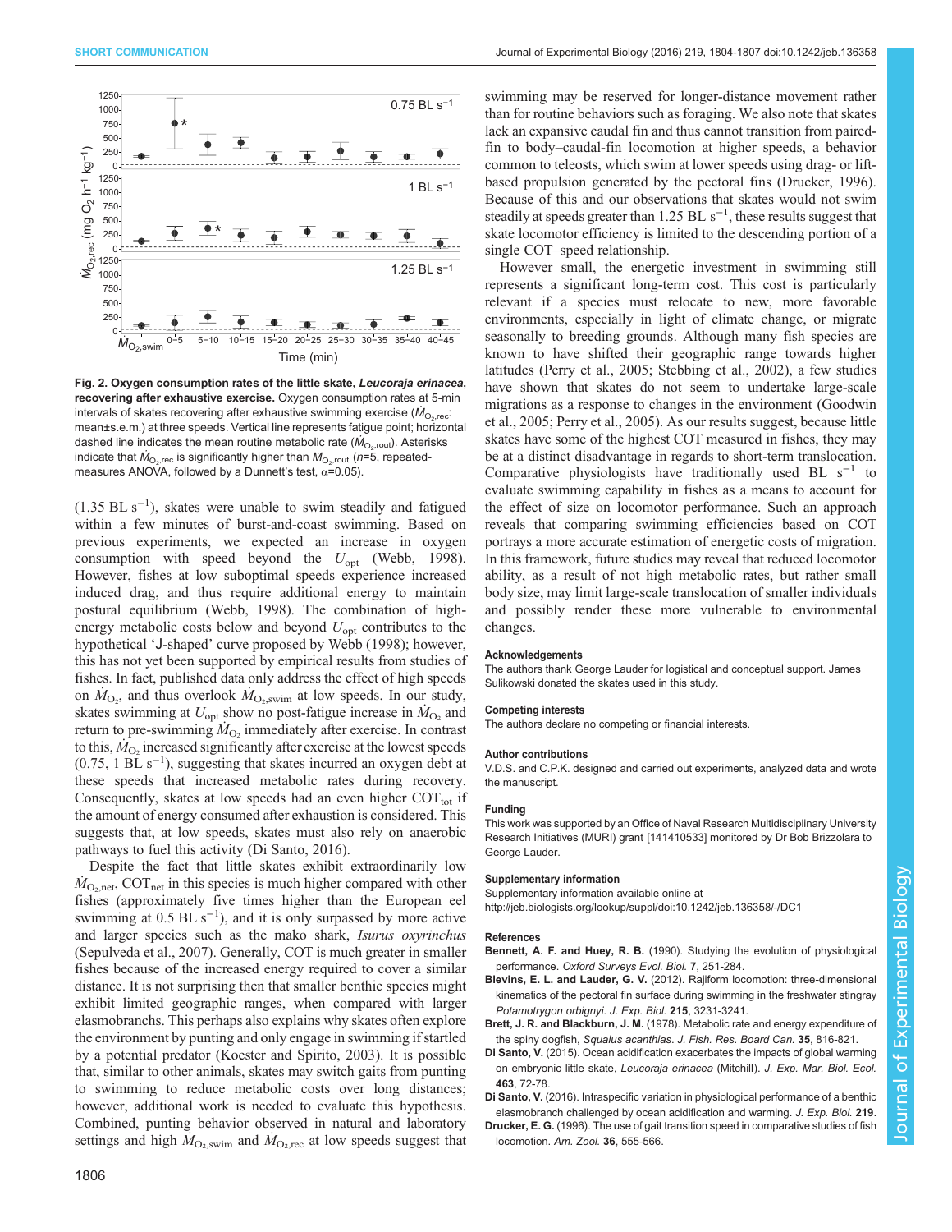**Fig. 2. Oxygen consumption rates of the little skate, *Leucoraja erinacea*, recovering after exhaustive exercise.** Oxygen consumption rates at 5-min intervals of skates recovering after exhaustive swimming exercise ($\dot{M}_{O_2,rec}$: mean±s.e.m.) at three speeds. Vertical line represents fatigue point; horizontal dashed line indicates the mean routine metabolic rate ($\dot{M}_{O_2,rout}$). Asterisks indicate that $\dot{M}_{O_2,rec}$ is significantly higher than $M_{O_2,rout}$ ($n$=5, repeated-measures ANOVA, followed by a Dunnett's test, $\alpha$=0.05).

(1.35 BL $s^{-1}$), skates were unable to swim steadily and fatigued within a few minutes of burst-and-coast swimming. Based on previous experiments, we expected an increase in oxygen consumption with speed beyond the $U_{opt}$ (Webb, 1998). However, fishes at low suboptimal speeds experience increased induced drag, and thus require additional energy to maintain postural equilibrium (Webb, 1998). The combination of high-energy metabolic costs below and beyond $U_{opt}$ contributes to the hypothetical 'J-shaped' curve proposed by Webb (1998); however, this has not yet been supported by empirical results from studies of fishes. In fact, published data only address the effect of high speeds on $\dot{M}_{O_2}$, and thus overlook $\dot{M}_{O_2,swim}$ at low speeds. In our study, skates swimming at $U_{opt}$ show no post-fatigue increase in $\dot{M}_{O_2}$ and return to pre-swimming $\dot{M}_{O_2}$ immediately after exercise. In contrast to this, $\dot{M}_{O_2}$ increased significantly after exercise at the lowest speeds (0.75, 1 BL $s^{-1}$), suggesting that skates incurred an oxygen debt at these speeds that increased metabolic rates during recovery. Consequently, skates at low speeds had an even higher $COT_{tot}$ if the amount of energy consumed after exhaustion is considered. This suggests that, at low speeds, skates must also rely on anaerobic pathways to fuel this activity (Di Santo, 2016).

Despite the fact that little skates exhibit extraordinarily low $\dot{M}_{O_2,net}$, $COT_{net}$ in this species is much higher compared with other fishes (approximately five times higher than the European eel swimming at 0.5 BL $s^{-1}$), and it is only surpassed by more active and larger species such as the mako shark, *Isurus oxyrinchus* (Sepulveda et al., 2007). Generally, COT is much greater in smaller fishes because of the increased energy required to cover a similar distance. It is not surprising then that smaller benthic species might exhibit limited geographic ranges, when compared with larger elasmobranchs. This perhaps also explains why skates often explore the environment by punting and only engage in swimming if startled by a potential predator (Koester and Spirito, 2003). It is possible that, similar to other animals, skates may switch gaits from punting to swimming to reduce metabolic costs over long distances; however, additional work is needed to evaluate this hypothesis. Combined, punting behavior observed in natural and laboratory settings and high $\dot{M}_{O_2,swim}$ and $\dot{M}_{O_2,rec}$ at low speeds suggest that swimming may be reserved for longer-distance movement rather than for routine behaviors such as foraging. We also note that skates lack an expansive caudal fin and thus cannot transition from paired-fin to body–caudal-fin locomotion at higher speeds, a behavior common to teleosts, which swim at lower speeds using drag- or lift-based propulsion generated by the pectoral fins (Drucker, 1996). Because of this and our observations that skates would not swim steadily at speeds greater than 1.25 BL $s^{-1}$, these results suggest that skate locomotor efficiency is limited to the descending portion of a single COT–speed relationship.

However small, the energetic investment in swimming still represents a significant long-term cost. This cost is particularly relevant if a species must relocate to new, more favorable environments, especially in light of climate change, or migrate seasonally to breeding grounds. Although many fish species are known to have shifted their geographic range towards higher latitudes (Perry et al., 2005; Stebbing et al., 2002), a few studies have shown that skates do not seem to undertake large-scale migrations as a response to changes in the environment (Goodwin et al., 2005; Perry et al., 2005). As our results suggest, because little skates have some of the highest COT measured in fishes, they may be at a distinct disadvantage in regards to short-term translocation. Comparative physiologists have traditionally used BL $s^{-1}$ to evaluate swimming capability in fishes as a means to account for the effect of size on locomotor performance. Such an approach reveals that comparing swimming efficiencies based on COT portrays a more accurate estimation of energetic costs of migration. In this framework, future studies may reveal that reduced locomotor ability, as a result of not high metabolic rates, but rather small body size, may limit large-scale translocation of smaller individuals and possibly render these more vulnerable to environmental changes.

#### Acknowledgements
The authors thank George Lauder for logistical and conceptual support. James Sulikowski donated the skates used in this study.

#### Competing interests
The authors declare no competing or financial interests.

#### Author contributions
V.D.S. and C.P.K. designed and carried out experiments, analyzed data and wrote the manuscript.

#### Funding
This work was supported by an Office of Naval Research Multidisciplinary University Research Initiatives (MURI) grant [141410533] monitored by Dr Bob Brizzolara to George Lauder.

#### Supplementary information
Supplementary information available online at http://jeb.biologists.org/lookup/suppl/doi:10.1242/jeb.136358/-/DC1

#### References
**Bennett, A. F. and Huey, R. B.** (1990). Studying the evolution of physiological performance. *Oxford Surveys Evol. Biol.* **7**, 251-284.

**Blevins, E. L. and Lauder, G. V.** (2012). Rajiform locomotion: three-dimensional kinematics of the pectoral fin surface during swimming in the freshwater stingray *Potamotrygon orbignyi*. *J. Exp. Biol.* **215**, 3231-3241.

**Brett, J. R. and Blackburn, J. M.** (1978). Metabolic rate and energy expenditure of the spiny dogfish, *Squalus acanthias*. *J. Fish. Res. Board Can.* **35**, 816-821.

**Di Santo, V.** (2015). Ocean acidification exacerbates the impacts of global warming on embryonic little skate, *Leucoraja erinacea* (Mitchill). *J. Exp. Mar. Biol. Ecol.* **463**, 72-78.

**Di Santo, V.** (2016). Intraspecific variation in physiological performance of a benthic elasmobranch challenged by ocean acidification and warming. *J. Exp. Biol.* **219**.

**Drucker, E. G.** (1996). The use of gait transition speed in comparative studies of fish locomotion. *Am. Zool.* **36**, 555-566.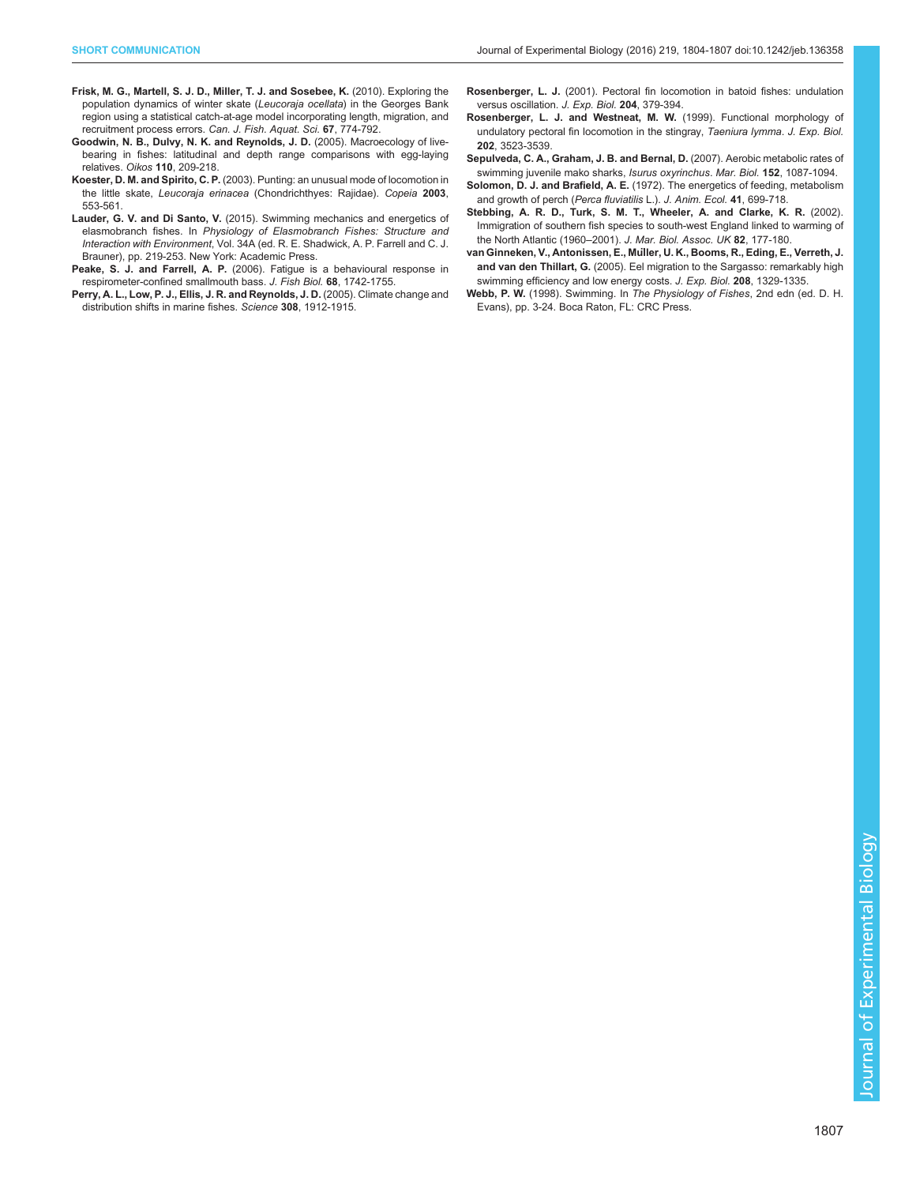**Frisk, M. G., Martell, S. J. D., Miller, T. J. and Sosebee, K.** (2010). Exploring the population dynamics of winter skate (*Leucoraja ocellata*) in the Georges Bank region using a statistical catch-at-age model incorporating length, migration, and recruitment process errors. *Can. J. Fish. Aquat. Sci.* **67**, 774-792.

**Goodwin, N. B., Dulvy, N. K. and Reynolds, J. D.** (2005). Macroecology of live-bearing in fishes: latitudinal and depth range comparisons with egg-laying relatives. *Oikos* **110**, 209-218.

**Koester, D. M. and Spirito, C. P.** (2003). Punting: an unusual mode of locomotion in the little skate, *Leucoraja erinacea* (Chondrichthyes: Rajidae). *Copeia* **2003**, 553-561.

**Lauder, G. V. and Di Santo, V.** (2015). Swimming mechanics and energetics of elasmobranch fishes. In *Physiology of Elasmobranch Fishes: Structure and Interaction with Environment*, Vol. 34A (ed. R. E. Shadwick, A. P. Farrell and C. J. Brauner), pp. 219-253. New York: Academic Press.

**Peake, S. J. and Farrell, A. P.** (2006). Fatigue is a behavioural response in respirometer-confined smallmouth bass. *J. Fish Biol.* **68**, 1742-1755.

**Perry, A. L., Low, P. J., Ellis, J. R. and Reynolds, J. D.** (2005). Climate change and distribution shifts in marine fishes. *Science* **308**, 1912-1915.

**Rosenberger, L. J.** (2001). Pectoral fin locomotion in batoid fishes: undulation versus oscillation. *J. Exp. Biol.* **204**, 379-394.

**Rosenberger, L. J. and Westneat, M. W.** (1999). Functional morphology of undulatory pectoral fin locomotion in the stingray, *Taeniura lymma*. *J. Exp. Biol.* **202**, 3523-3539.

**Sepulveda, C. A., Graham, J. B. and Bernal, D.** (2007). Aerobic metabolic rates of swimming juvenile mako sharks, *Isurus oxyrinchus*. *Mar. Biol.* **152**, 1087-1094.

**Solomon, D. J. and Brafield, A. E.** (1972). The energetics of feeding, metabolism and growth of perch (*Perca fluviatilis* L.). *J. Anim. Ecol.* **41**, 699-718.

**Stebbing, A. R. D., Turk, S. M. T., Wheeler, A. and Clarke, K. R.** (2002). Immigration of southern fish species to south-west England linked to warming of the North Atlantic (1960–2001). *J. Mar. Biol. Assoc. UK* **82**, 177-180.

**van Ginneken, V., Antonissen, E., Müller, U. K., Booms, R., Eding, E., Verreth, J. and van den Thillart, G.** (2005). Eel migration to the Sargasso: remarkably high swimming efficiency and low energy costs. *J. Exp. Biol.* **208**, 1329-1335.

**Webb, P. W.** (1998). Swimming. In *The Physiology of Fishes*, 2nd edn (ed. D. H. Evans), pp. 3-24. Boca Raton, FL: CRC Press.